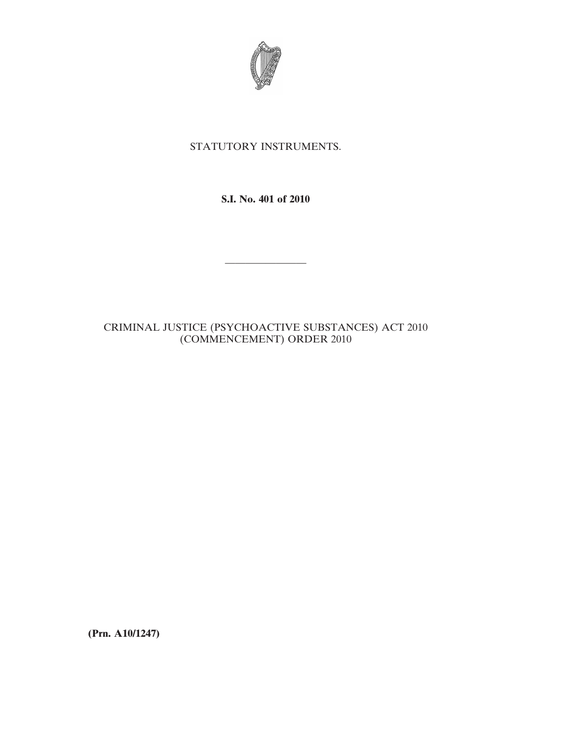STATUTORY INSTRUMENTS.

**S.I. No. 401 of 2010**

---

CRIMINAL JUSTICE (PSYCHOACTIVE SUBSTANCES) ACT 2010 (COMMENCEMENT) ORDER 2010

**(Prn. A10/1247)**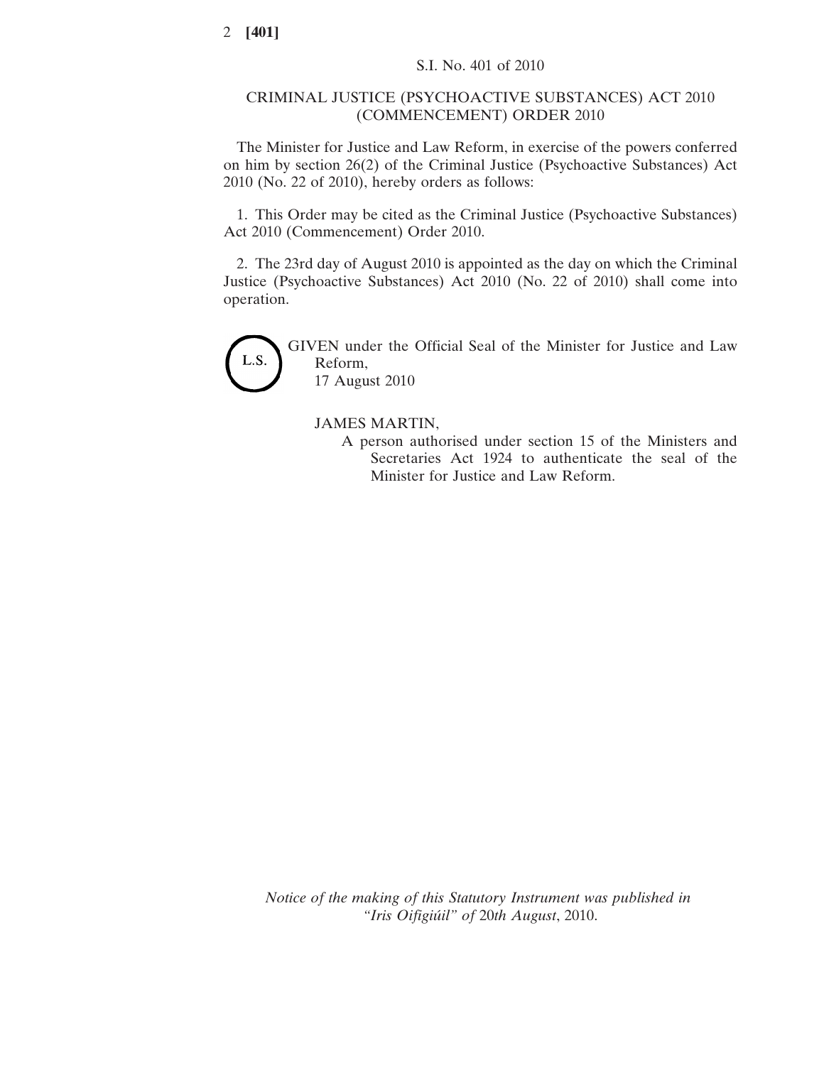S.I. No. 401 of 2010

# CRIMINAL JUSTICE (PSYCHOACTIVE SUBSTANCES) ACT 2010 (COMMENCEMENT) ORDER 2010

The Minister for Justice and Law Reform, in exercise of the powers conferred on him by section 26(2) of the Criminal Justice (Psychoactive Substances) Act 2010 (No. 22 of 2010), hereby orders as follows:

1. This Order may be cited as the Criminal Justice (Psychoactive Substances) Act 2010 (Commencement) Order 2010.

2. The 23rd day of August 2010 is appointed as the day on which the Criminal Justice (Psychoactive Substances) Act 2010 (No. 22 of 2010) shall come into operation.

L.S.

GIVEN under the Official Seal of the Minister for Justice and Law Reform,
17 August 2010

JAMES MARTIN,
A person authorised under section 15 of the Ministers and Secretaries Act 1924 to authenticate the seal of the Minister for Justice and Law Reform.

*Notice of the making of this Statutory Instrument was published in "Iris Oifigiúil" of 20th August, 2010.*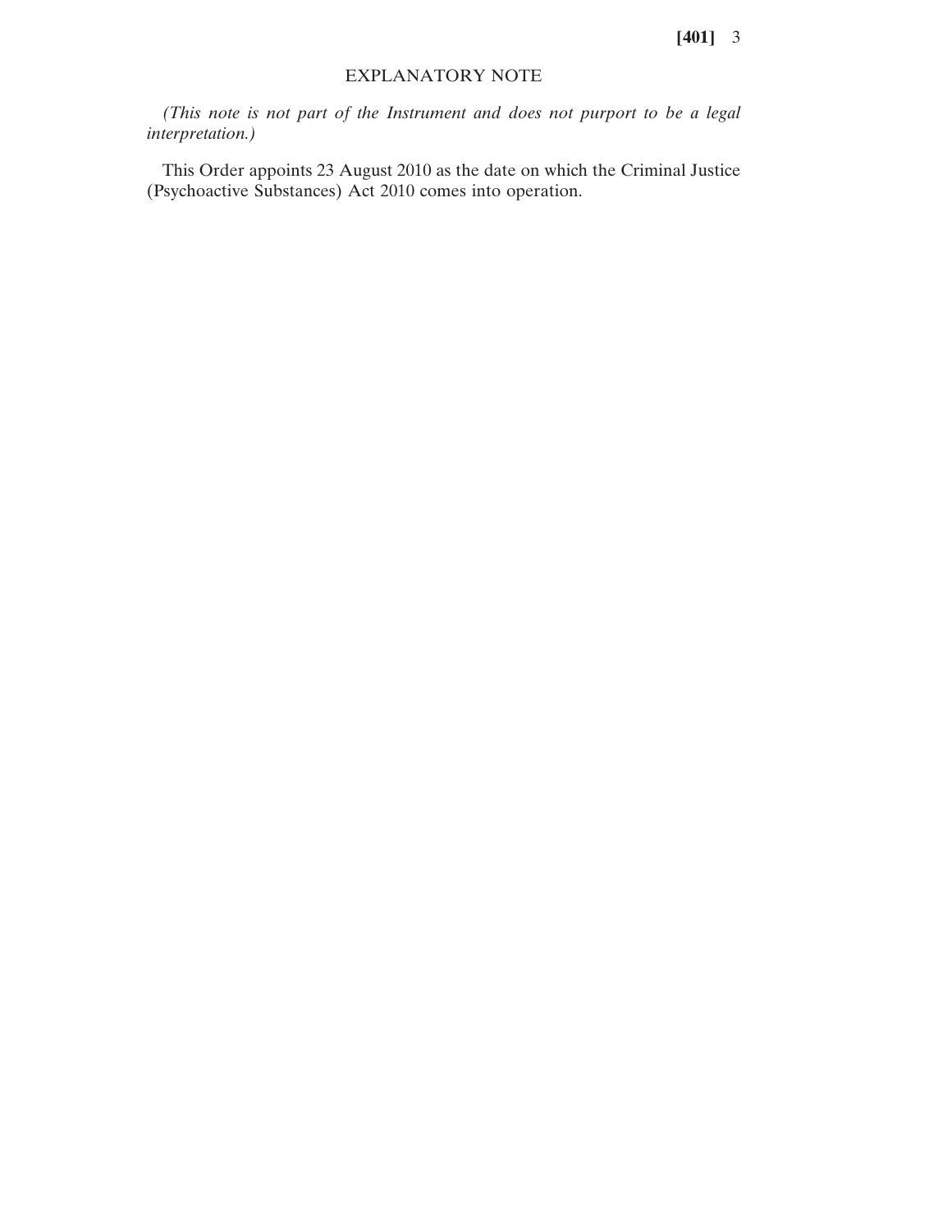## EXPLANATORY NOTE

*(This note is not part of the Instrument and does not purport to be a legal interpretation.)*

This Order appoints 23 August 2010 as the date on which the Criminal Justice (Psychoactive Substances) Act 2010 comes into operation.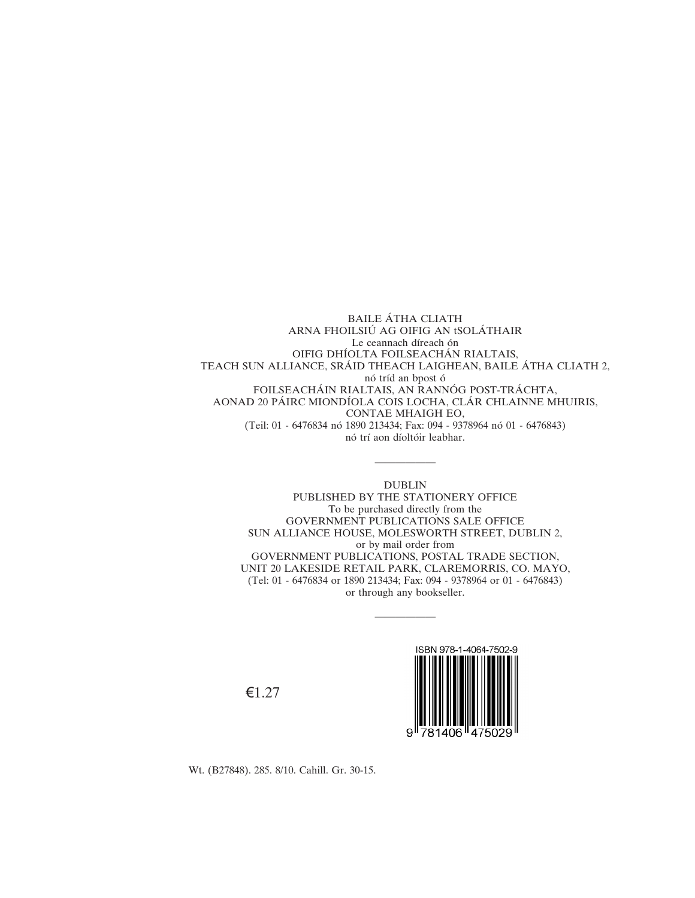BAILE ÁTHA CLIATH
ARNA FHOILSIÚ AG OIFIG AN tSOLÁTHAIR
Le ceannach díreach ón
OIFIG DHÍOLTA FOILSEACHÁN RIALTAIS,
TEACH SUN ALLIANCE, SRÁID THEACH LAIGHEAN, BAILE ÁTHA CLIATH 2,
nó tríd an bpost ó
FOILSEACHÁIN RIALTAIS, AN RANNÓG POST-TRÁCHTA,
AONAD 20 PÁIRC MIONDÍOLA COIS LOCHA, CLÁR CHLAINNE MHUIRIS,
CONTAE MHAIGH EO,
(Teil: 01 - 6476834 nó 1890 213434; Fax: 094 - 9378964 nó 01 - 6476843)
nó trí aon díoltóir leabhar.

---

DUBLIN
PUBLISHED BY THE STATIONERY OFFICE
To be purchased directly from the
GOVERNMENT PUBLICATIONS SALE OFFICE
SUN ALLIANCE HOUSE, MOLESWORTH STREET, DUBLIN 2,
or by mail order from
GOVERNMENT PUBLICATIONS, POSTAL TRADE SECTION,
UNIT 20 LAKESIDE RETAIL PARK, CLAREMORRIS, CO. MAYO,
(Tel: 01 - 6476834 or 1890 213434; Fax: 094 - 9378964 or 01 - 6476843)
or through any bookseller.

---

€1.27

ISBN 978-1-4064-7502-9

9 781406 475029

Wt. (B27848). 285. 8/10. Cahill. Gr. 30-15.